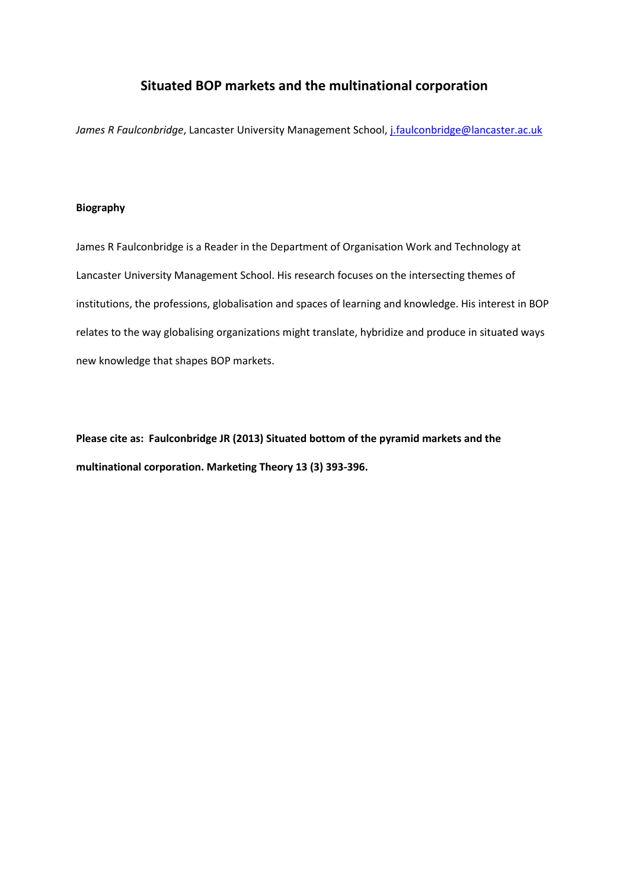# Situated BOP markets and the multinational corporation

*James R Faulconbridge*, Lancaster University Management School, [j.faulconbridge@lancaster.ac.uk](mailto:j.faulconbridge@lancaster.ac.uk)

**Biography**

James R Faulconbridge is a Reader in the Department of Organisation Work and Technology at Lancaster University Management School. His research focuses on the intersecting themes of institutions, the professions, globalisation and spaces of learning and knowledge. His interest in BOP relates to the way globalising organizations might translate, hybridize and produce in situated ways new knowledge that shapes BOP markets.

**Please cite as: Faulconbridge JR (2013) Situated bottom of the pyramid markets and the multinational corporation. Marketing Theory 13 (3) 393-396.**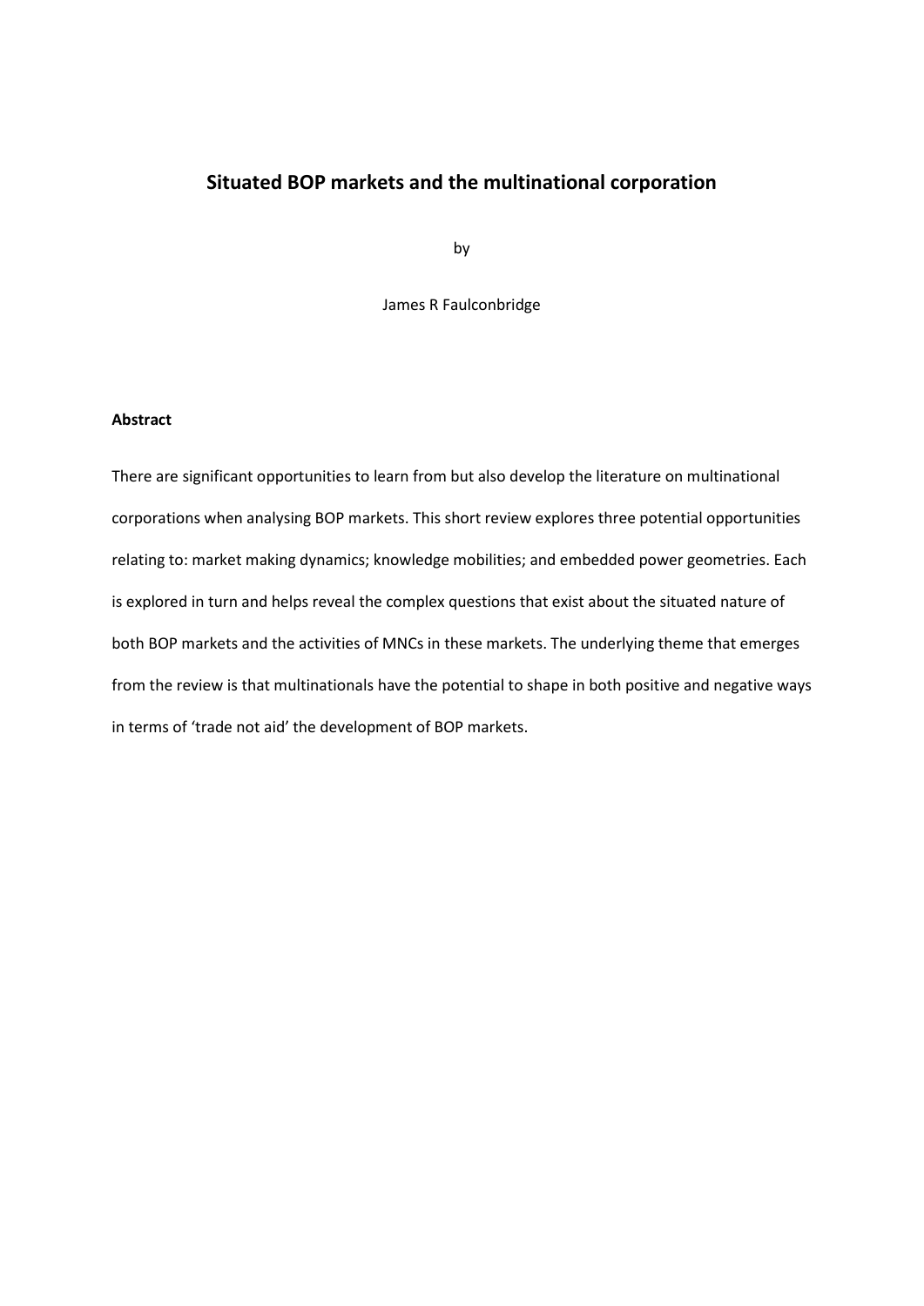# Situated BOP markets and the multinational corporation

by

James R Faulconbridge

**Abstract**

There are significant opportunities to learn from but also develop the literature on multinational corporations when analysing BOP markets. This short review explores three potential opportunities relating to: market making dynamics; knowledge mobilities; and embedded power geometries. Each is explored in turn and helps reveal the complex questions that exist about the situated nature of both BOP markets and the activities of MNCs in these markets. The underlying theme that emerges from the review is that multinationals have the potential to shape in both positive and negative ways in terms of 'trade not aid' the development of BOP markets.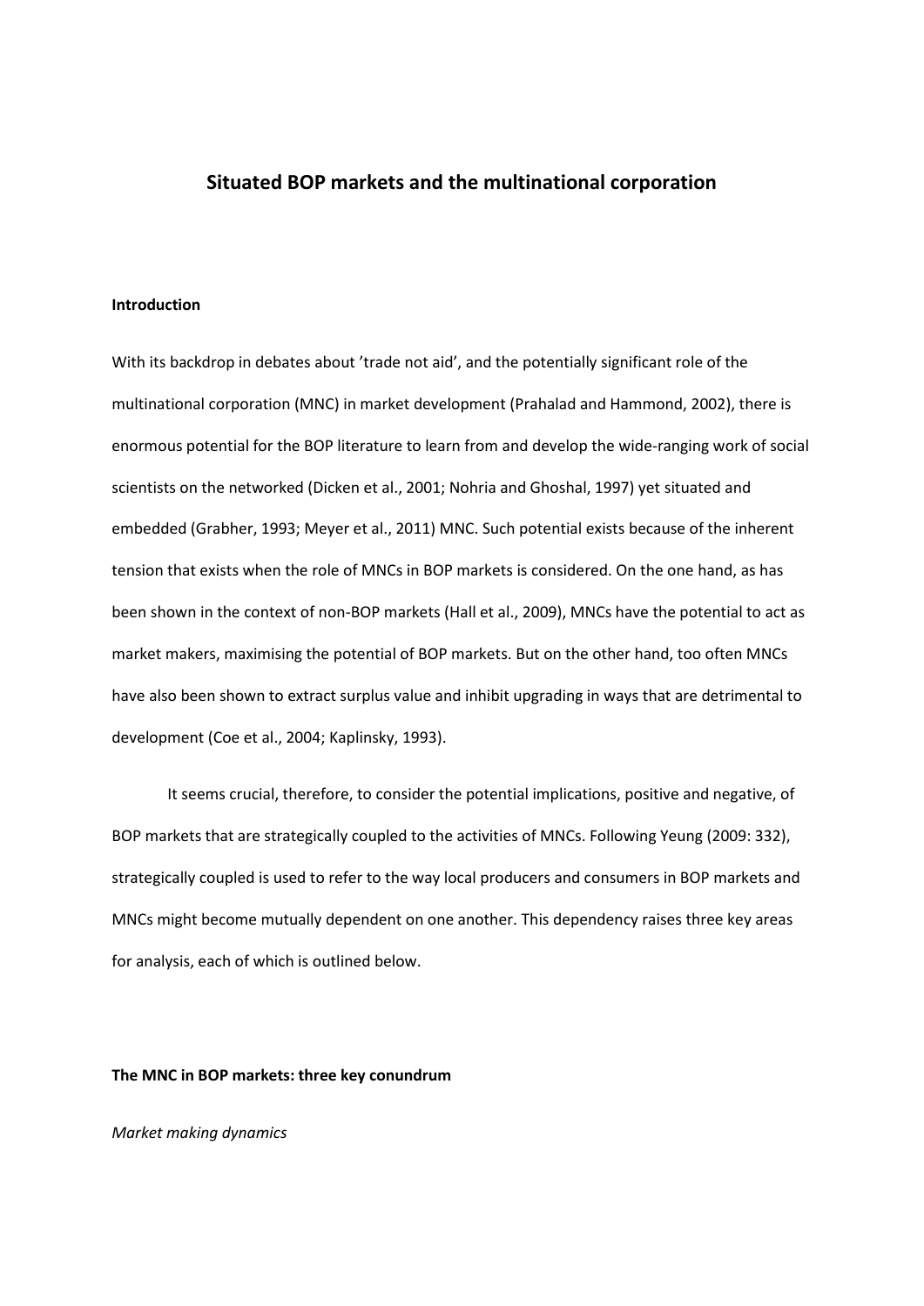# Situated BOP markets and the multinational corporation

**Introduction**

With its backdrop in debates about 'trade not aid', and the potentially significant role of the multinational corporation (MNC) in market development (Prahalad and Hammond, 2002), there is enormous potential for the BOP literature to learn from and develop the wide-ranging work of social scientists on the networked (Dicken et al., 2001; Nohria and Ghoshal, 1997) yet situated and embedded (Grabher, 1993; Meyer et al., 2011) MNC. Such potential exists because of the inherent tension that exists when the role of MNCs in BOP markets is considered. On the one hand, as has been shown in the context of non-BOP markets (Hall et al., 2009), MNCs have the potential to act as market makers, maximising the potential of BOP markets. But on the other hand, too often MNCs have also been shown to extract surplus value and inhibit upgrading in ways that are detrimental to development (Coe et al., 2004; Kaplinsky, 1993).

It seems crucial, therefore, to consider the potential implications, positive and negative, of BOP markets that are strategically coupled to the activities of MNCs. Following Yeung (2009: 332), strategically coupled is used to refer to the way local producers and consumers in BOP markets and MNCs might become mutually dependent on one another. This dependency raises three key areas for analysis, each of which is outlined below.

**The MNC in BOP markets: three key conundrum**

*Market making dynamics*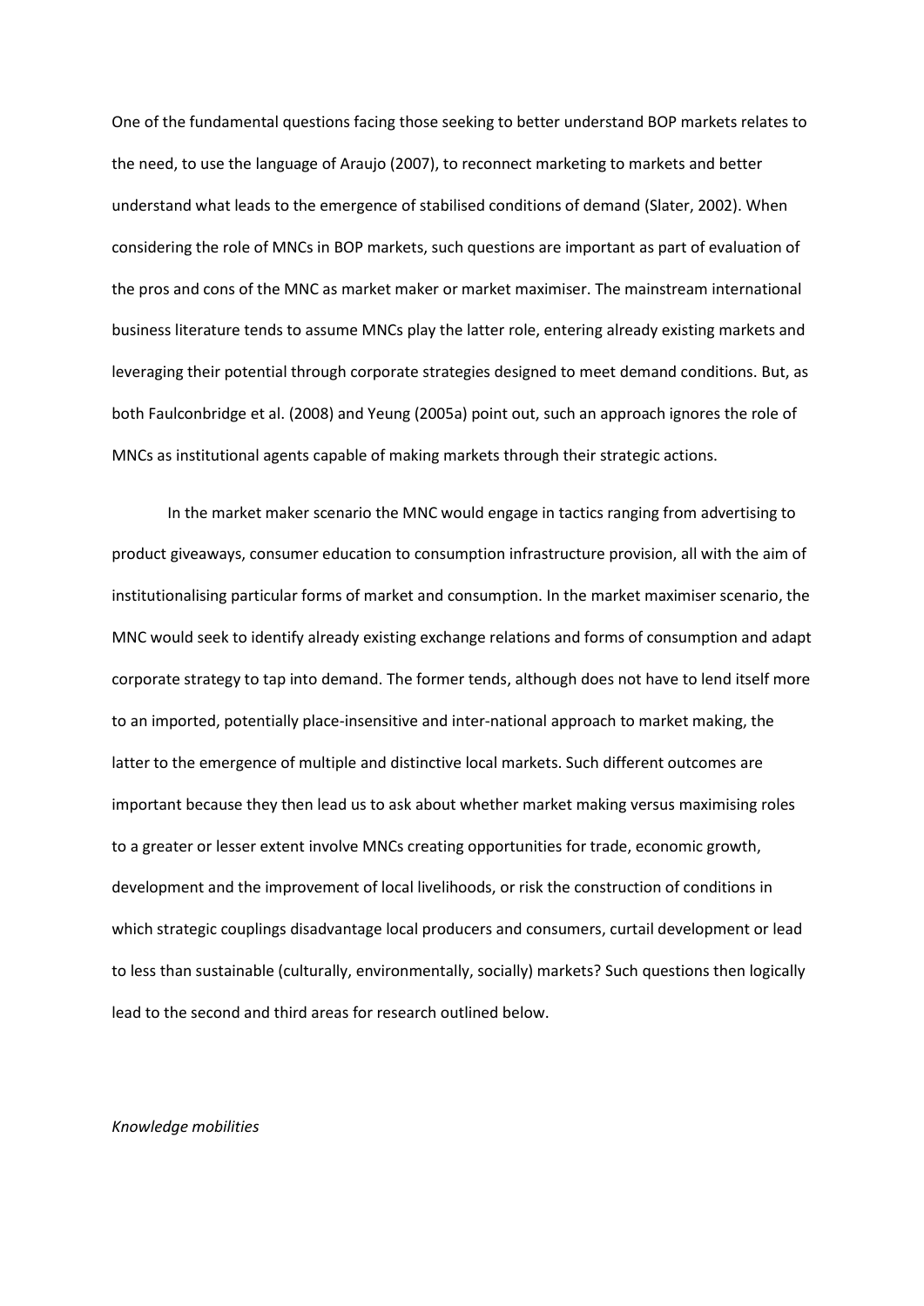One of the fundamental questions facing those seeking to better understand BOP markets relates to the need, to use the language of Araujo (2007), to reconnect marketing to markets and better understand what leads to the emergence of stabilised conditions of demand (Slater, 2002). When considering the role of MNCs in BOP markets, such questions are important as part of evaluation of the pros and cons of the MNC as market maker or market maximiser. The mainstream international business literature tends to assume MNCs play the latter role, entering already existing markets and leveraging their potential through corporate strategies designed to meet demand conditions. But, as both Faulconbridge et al. (2008) and Yeung (2005a) point out, such an approach ignores the role of MNCs as institutional agents capable of making markets through their strategic actions.

In the market maker scenario the MNC would engage in tactics ranging from advertising to product giveaways, consumer education to consumption infrastructure provision, all with the aim of institutionalising particular forms of market and consumption. In the market maximiser scenario, the MNC would seek to identify already existing exchange relations and forms of consumption and adapt corporate strategy to tap into demand. The former tends, although does not have to lend itself more to an imported, potentially place-insensitive and inter-national approach to market making, the latter to the emergence of multiple and distinctive local markets. Such different outcomes are important because they then lead us to ask about whether market making versus maximising roles to a greater or lesser extent involve MNCs creating opportunities for trade, economic growth, development and the improvement of local livelihoods, or risk the construction of conditions in which strategic couplings disadvantage local producers and consumers, curtail development or lead to less than sustainable (culturally, environmentally, socially) markets? Such questions then logically lead to the second and third areas for research outlined below.

*Knowledge mobilities*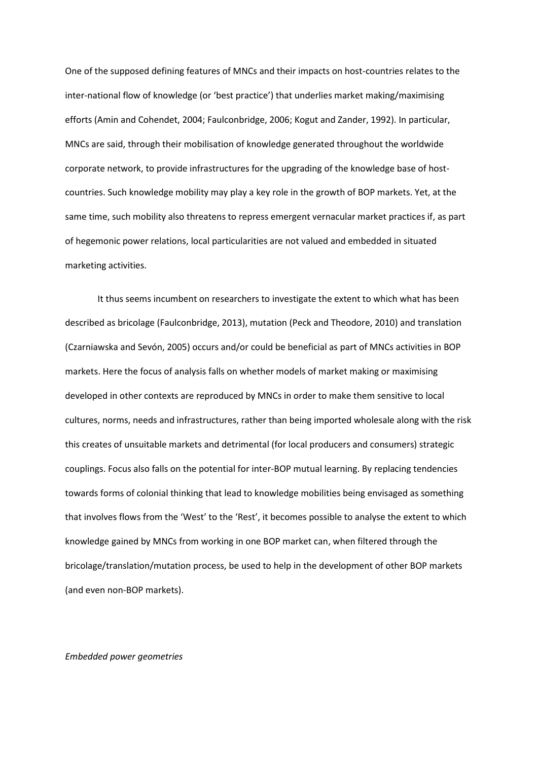One of the supposed defining features of MNCs and their impacts on host-countries relates to the inter-national flow of knowledge (or 'best practice') that underlies market making/maximising efforts (Amin and Cohendet, 2004; Faulconbridge, 2006; Kogut and Zander, 1992). In particular, MNCs are said, through their mobilisation of knowledge generated throughout the worldwide corporate network, to provide infrastructures for the upgrading of the knowledge base of host-countries. Such knowledge mobility may play a key role in the growth of BOP markets. Yet, at the same time, such mobility also threatens to repress emergent vernacular market practices if, as part of hegemonic power relations, local particularities are not valued and embedded in situated marketing activities.

It thus seems incumbent on researchers to investigate the extent to which what has been described as bricolage (Faulconbridge, 2013), mutation (Peck and Theodore, 2010) and translation (Czarniawska and Sevón, 2005) occurs and/or could be beneficial as part of MNCs activities in BOP markets. Here the focus of analysis falls on whether models of market making or maximising developed in other contexts are reproduced by MNCs in order to make them sensitive to local cultures, norms, needs and infrastructures, rather than being imported wholesale along with the risk this creates of unsuitable markets and detrimental (for local producers and consumers) strategic couplings. Focus also falls on the potential for inter-BOP mutual learning. By replacing tendencies towards forms of colonial thinking that lead to knowledge mobilities being envisaged as something that involves flows from the 'West' to the 'Rest', it becomes possible to analyse the extent to which knowledge gained by MNCs from working in one BOP market can, when filtered through the bricolage/translation/mutation process, be used to help in the development of other BOP markets (and even non-BOP markets).

*Embedded power geometries*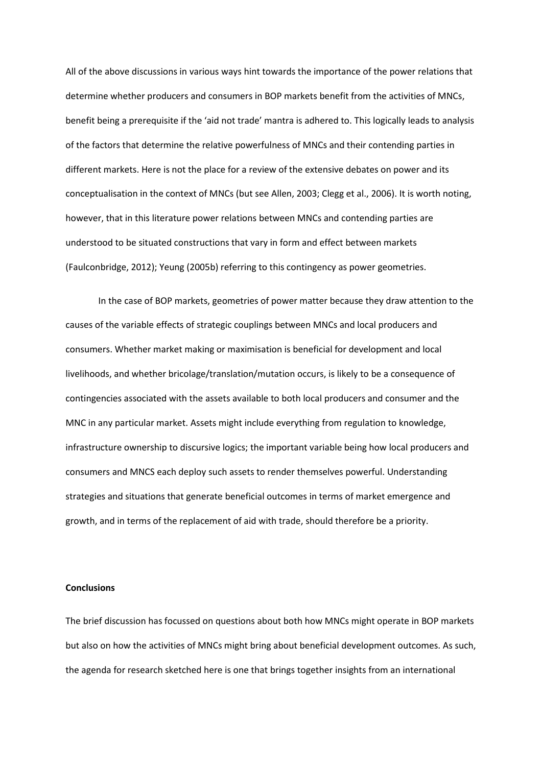All of the above discussions in various ways hint towards the importance of the power relations that determine whether producers and consumers in BOP markets benefit from the activities of MNCs, benefit being a prerequisite if the 'aid not trade' mantra is adhered to. This logically leads to analysis of the factors that determine the relative powerfulness of MNCs and their contending parties in different markets. Here is not the place for a review of the extensive debates on power and its conceptualisation in the context of MNCs (but see Allen, 2003; Clegg et al., 2006). It is worth noting, however, that in this literature power relations between MNCs and contending parties are understood to be situated constructions that vary in form and effect between markets (Faulconbridge, 2012); Yeung (2005b) referring to this contingency as power geometries.

In the case of BOP markets, geometries of power matter because they draw attention to the causes of the variable effects of strategic couplings between MNCs and local producers and consumers. Whether market making or maximisation is beneficial for development and local livelihoods, and whether bricolage/translation/mutation occurs, is likely to be a consequence of contingencies associated with the assets available to both local producers and consumer and the MNC in any particular market. Assets might include everything from regulation to knowledge, infrastructure ownership to discursive logics; the important variable being how local producers and consumers and MNCS each deploy such assets to render themselves powerful. Understanding strategies and situations that generate beneficial outcomes in terms of market emergence and growth, and in terms of the replacement of aid with trade, should therefore be a priority.

## Conclusions

The brief discussion has focussed on questions about both how MNCs might operate in BOP markets but also on how the activities of MNCs might bring about beneficial development outcomes. As such, the agenda for research sketched here is one that brings together insights from an international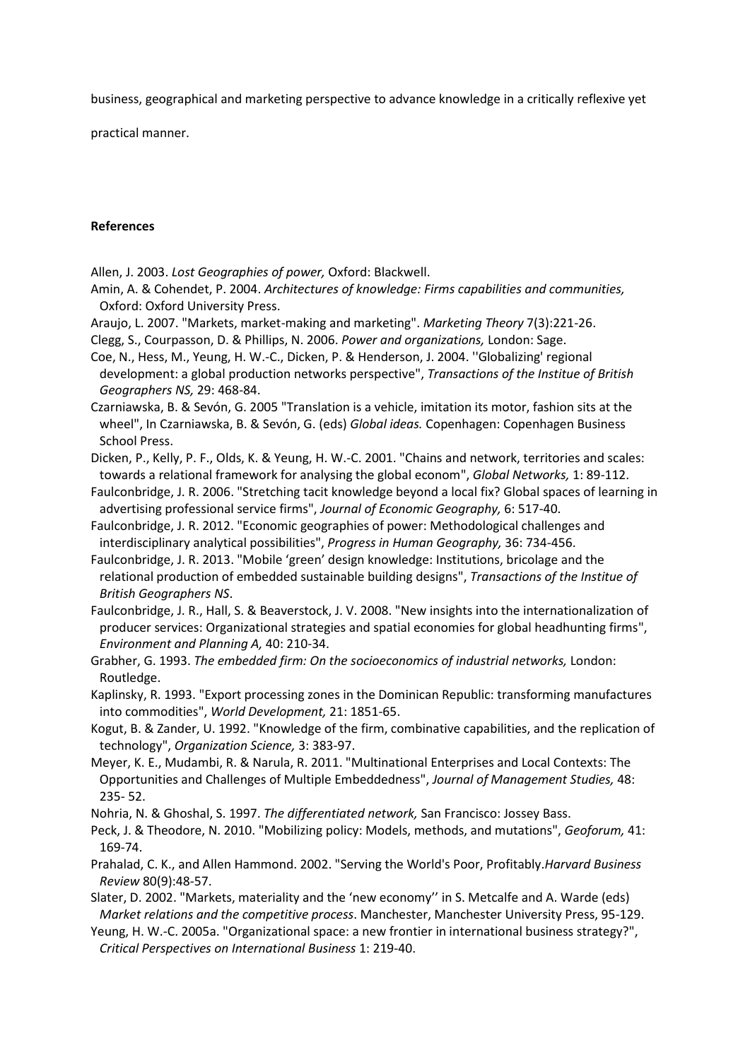business, geographical and marketing perspective to advance knowledge in a critically reflexive yet practical manner.

**References**

Allen, J. 2003. *Lost Geographies of power,* Oxford: Blackwell.

Amin, A. & Cohendet, P. 2004. *Architectures of knowledge: Firms capabilities and communities,* Oxford: Oxford University Press.

Araujo, L. 2007. "Markets, market-making and marketing". *Marketing Theory* 7(3):221-26.

Clegg, S., Courpasson, D. & Phillips, N. 2006. *Power and organizations,* London: Sage.

Coe, N., Hess, M., Yeung, H. W.-C., Dicken, P. & Henderson, J. 2004. ''Globalizing' regional development: a global production networks perspective", *Transactions of the Institue of British Geographers NS,* 29: 468-84.

Czarniawska, B. & Sevón, G. 2005 "Translation is a vehicle, imitation its motor, fashion sits at the wheel", In Czarniawska, B. & Sevón, G. (eds) *Global ideas.* Copenhagen: Copenhagen Business School Press.

Dicken, P., Kelly, P. F., Olds, K. & Yeung, H. W.-C. 2001. "Chains and network, territories and scales: towards a relational framework for analysing the global econom", *Global Networks,* 1: 89-112.

Faulconbridge, J. R. 2006. "Stretching tacit knowledge beyond a local fix? Global spaces of learning in advertising professional service firms", *Journal of Economic Geography,* 6: 517-40.

Faulconbridge, J. R. 2012. "Economic geographies of power: Methodological challenges and interdisciplinary analytical possibilities", *Progress in Human Geography,* 36: 734-456.

Faulconbridge, J. R. 2013. "Mobile 'green' design knowledge: Institutions, bricolage and the relational production of embedded sustainable building designs", *Transactions of the Institue of British Geographers NS*.

Faulconbridge, J. R., Hall, S. & Beaverstock, J. V. 2008. "New insights into the internationalization of producer services: Organizational strategies and spatial economies for global headhunting firms", *Environment and Planning A,* 40: 210-34.

Grabher, G. 1993. *The embedded firm: On the socioeconomics of industrial networks,* London: Routledge.

Kaplinsky, R. 1993. "Export processing zones in the Dominican Republic: transforming manufactures into commodities", *World Development,* 21: 1851-65.

Kogut, B. & Zander, U. 1992. "Knowledge of the firm, combinative capabilities, and the replication of technology", *Organization Science,* 3: 383-97.

Meyer, K. E., Mudambi, R. & Narula, R. 2011. "Multinational Enterprises and Local Contexts: The Opportunities and Challenges of Multiple Embeddedness", *Journal of Management Studies,* 48: 235- 52.

Nohria, N. & Ghoshal, S. 1997. *The differentiated network,* San Francisco: Jossey Bass.

Peck, J. & Theodore, N. 2010. "Mobilizing policy: Models, methods, and mutations", *Geoforum,* 41: 169-74.

Prahalad, C. K., and Allen Hammond. 2002. "Serving the World's Poor, Profitably.*Harvard Business Review* 80(9):48-57.

Slater, D. 2002. "Markets, materiality and the 'new economy'' in S. Metcalfe and A. Warde (eds) *Market relations and the competitive process*. Manchester, Manchester University Press, 95-129.

Yeung, H. W.-C. 2005a. "Organizational space: a new frontier in international business strategy?", *Critical Perspectives on International Business* 1: 219-40.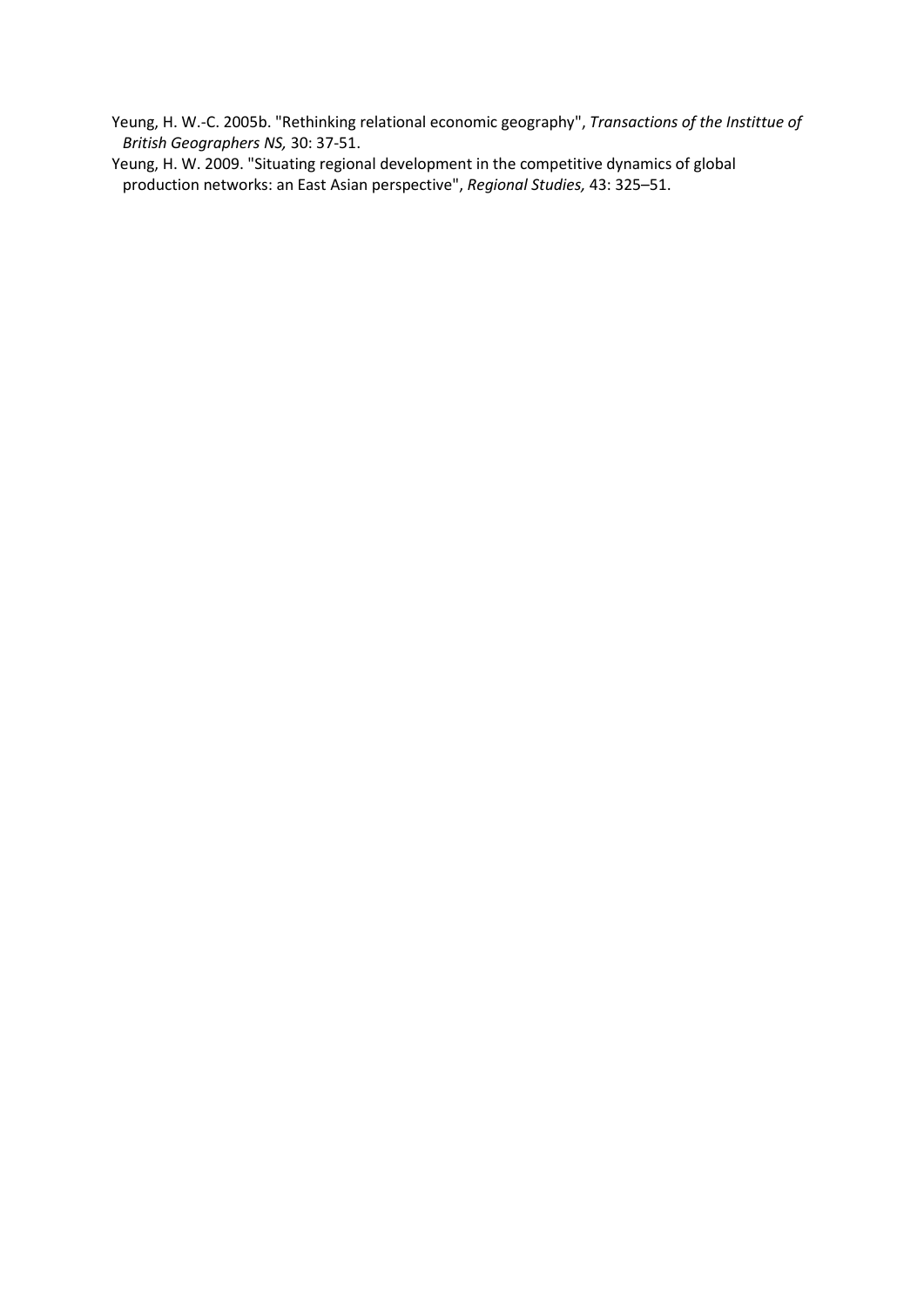Yeung, H. W.-C. 2005b. "Rethinking relational economic geography", *Transactions of the Instittue of British Geographers NS,* 30: 37-51.

Yeung, H. W. 2009. "Situating regional development in the competitive dynamics of global production networks: an East Asian perspective", *Regional Studies,* 43: 325–51.